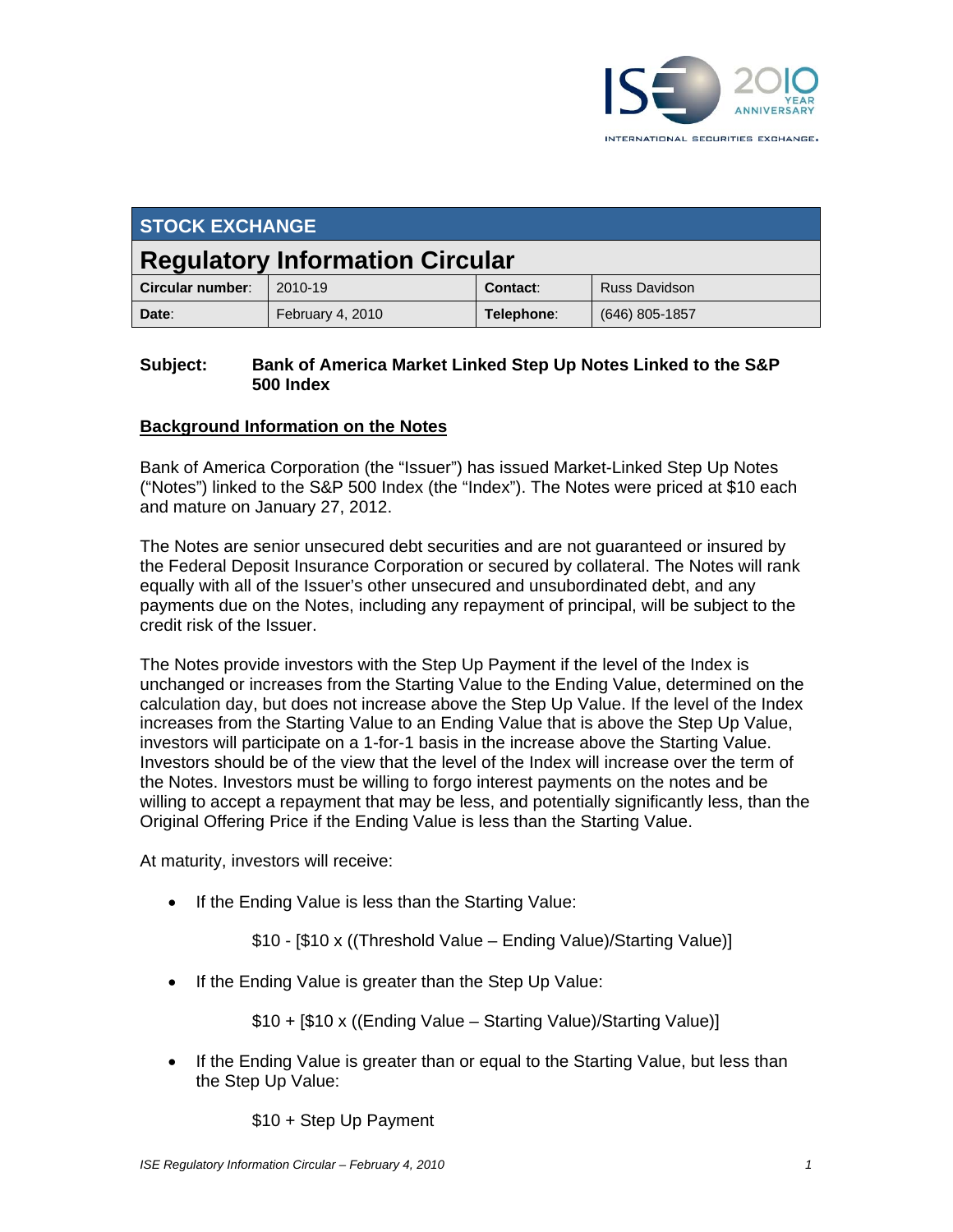## STOCK EXCHANGE

# Regulatory Information Circular

| Circular number: | 2010-19 | Contact: | Russ Davidson |
|---|---|---|---|
| Date: | February 4, 2010 | Telephone: | (646) 805-1857 |

**Subject: Bank of America Market Linked Step Up Notes Linked to the S&P 500 Index**

**Background Information on the Notes**

Bank of America Corporation (the "Issuer") has issued Market-Linked Step Up Notes ("Notes") linked to the S&P 500 Index (the "Index"). The Notes were priced at $10 each and mature on January 27, 2012.

The Notes are senior unsecured debt securities and are not guaranteed or insured by the Federal Deposit Insurance Corporation or secured by collateral. The Notes will rank equally with all of the Issuer's other unsecured and unsubordinated debt, and any payments due on the Notes, including any repayment of principal, will be subject to the credit risk of the Issuer.

The Notes provide investors with the Step Up Payment if the level of the Index is unchanged or increases from the Starting Value to the Ending Value, determined on the calculation day, but does not increase above the Step Up Value. If the level of the Index increases from the Starting Value to an Ending Value that is above the Step Up Value, investors will participate on a 1-for-1 basis in the increase above the Starting Value. Investors should be of the view that the level of the Index will increase over the term of the Notes. Investors must be willing to forgo interest payments on the notes and be willing to accept a repayment that may be less, and potentially significantly less, than the Original Offering Price if the Ending Value is less than the Starting Value.

At maturity, investors will receive:

- If the Ending Value is less than the Starting Value:

  $10 - [$10 x ((Threshold Value – Ending Value)/Starting Value)]

- If the Ending Value is greater than the Step Up Value:

  $10 + [$10 x ((Ending Value – Starting Value)/Starting Value)]

- If the Ending Value is greater than or equal to the Starting Value, but less than the Step Up Value:

  $10 + Step Up Payment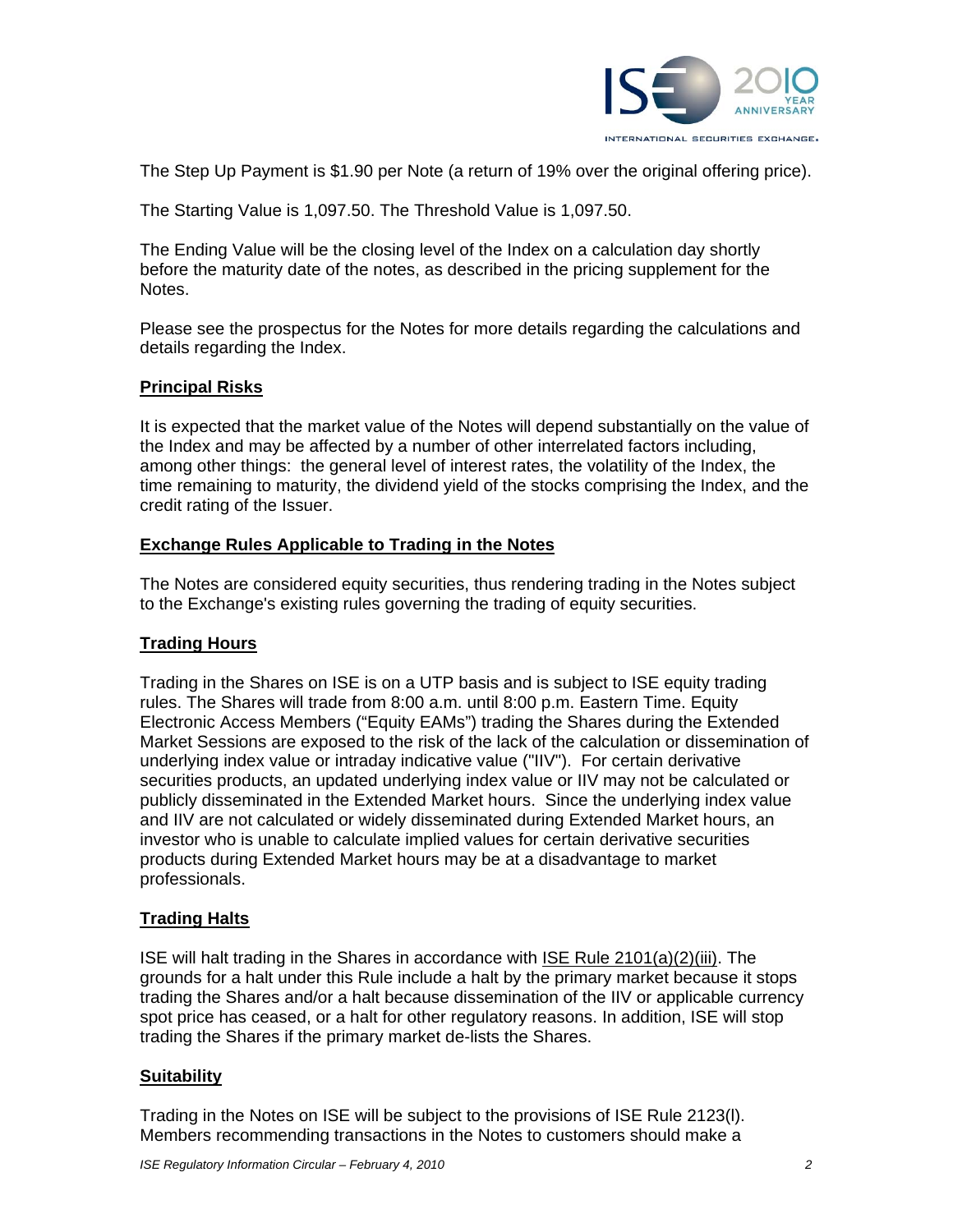The Step Up Payment is $1.90 per Note (a return of 19% over the original offering price).

The Starting Value is 1,097.50. The Threshold Value is 1,097.50.

The Ending Value will be the closing level of the Index on a calculation day shortly before the maturity date of the notes, as described in the pricing supplement for the Notes.

Please see the prospectus for the Notes for more details regarding the calculations and details regarding the Index.

## Principal Risks

It is expected that the market value of the Notes will depend substantially on the value of the Index and may be affected by a number of other interrelated factors including, among other things: the general level of interest rates, the volatility of the Index, the time remaining to maturity, the dividend yield of the stocks comprising the Index, and the credit rating of the Issuer.

## Exchange Rules Applicable to Trading in the Notes

The Notes are considered equity securities, thus rendering trading in the Notes subject to the Exchange's existing rules governing the trading of equity securities.

## Trading Hours

Trading in the Shares on ISE is on a UTP basis and is subject to ISE equity trading rules. The Shares will trade from 8:00 a.m. until 8:00 p.m. Eastern Time. Equity Electronic Access Members ("Equity EAMs") trading the Shares during the Extended Market Sessions are exposed to the risk of the lack of the calculation or dissemination of underlying index value or intraday indicative value ("IIV"). For certain derivative securities products, an updated underlying index value or IIV may not be calculated or publicly disseminated in the Extended Market hours. Since the underlying index value and IIV are not calculated or widely disseminated during Extended Market hours, an investor who is unable to calculate implied values for certain derivative securities products during Extended Market hours may be at a disadvantage to market professionals.

## Trading Halts

ISE will halt trading in the Shares in accordance with ISE Rule 2101(a)(2)(iii). The grounds for a halt under this Rule include a halt by the primary market because it stops trading the Shares and/or a halt because dissemination of the IIV or applicable currency spot price has ceased, or a halt for other regulatory reasons. In addition, ISE will stop trading the Shares if the primary market de-lists the Shares.

## Suitability

Trading in the Notes on ISE will be subject to the provisions of ISE Rule 2123(l). Members recommending transactions in the Notes to customers should make a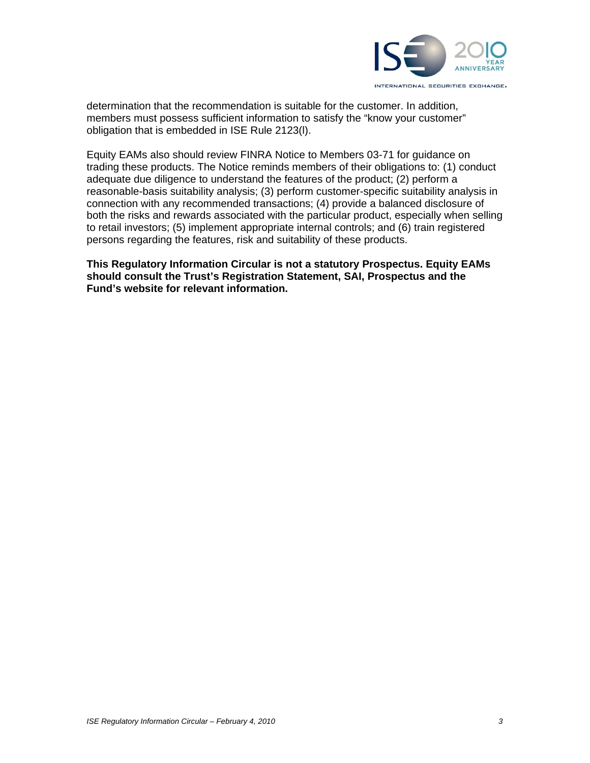determination that the recommendation is suitable for the customer. In addition, members must possess sufficient information to satisfy the "know your customer" obligation that is embedded in ISE Rule 2123(l).

Equity EAMs also should review FINRA Notice to Members 03-71 for guidance on trading these products. The Notice reminds members of their obligations to: (1) conduct adequate due diligence to understand the features of the product; (2) perform a reasonable-basis suitability analysis; (3) perform customer-specific suitability analysis in connection with any recommended transactions; (4) provide a balanced disclosure of both the risks and rewards associated with the particular product, especially when selling to retail investors; (5) implement appropriate internal controls; and (6) train registered persons regarding the features, risk and suitability of these products.

**This Regulatory Information Circular is not a statutory Prospectus. Equity EAMs should consult the Trust's Registration Statement, SAI, Prospectus and the Fund's website for relevant information.**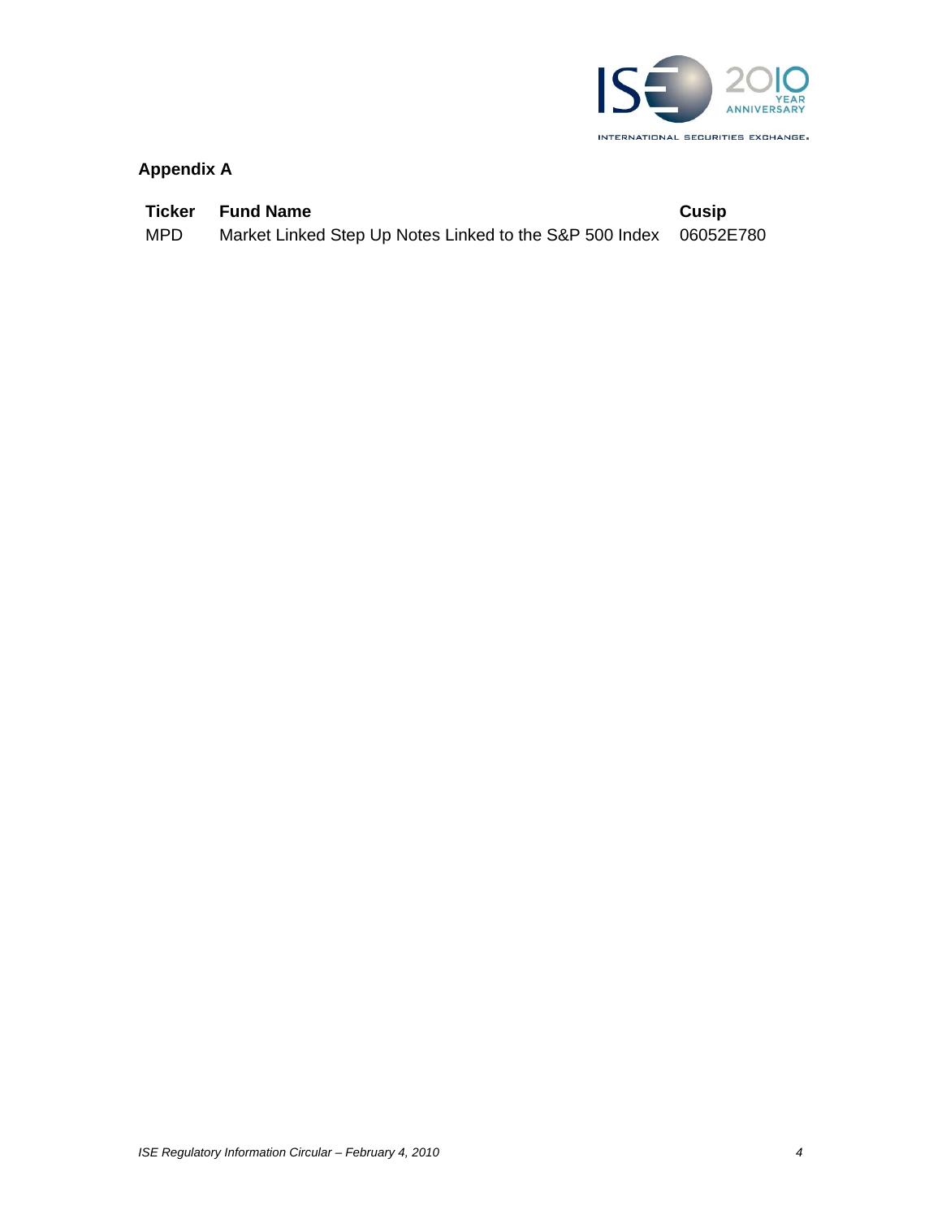## Appendix A

| Ticker | Fund Name | Cusip |
| --- | --- | --- |
| MPD | Market Linked Step Up Notes Linked to the S&P 500 Index | 06052E780 |